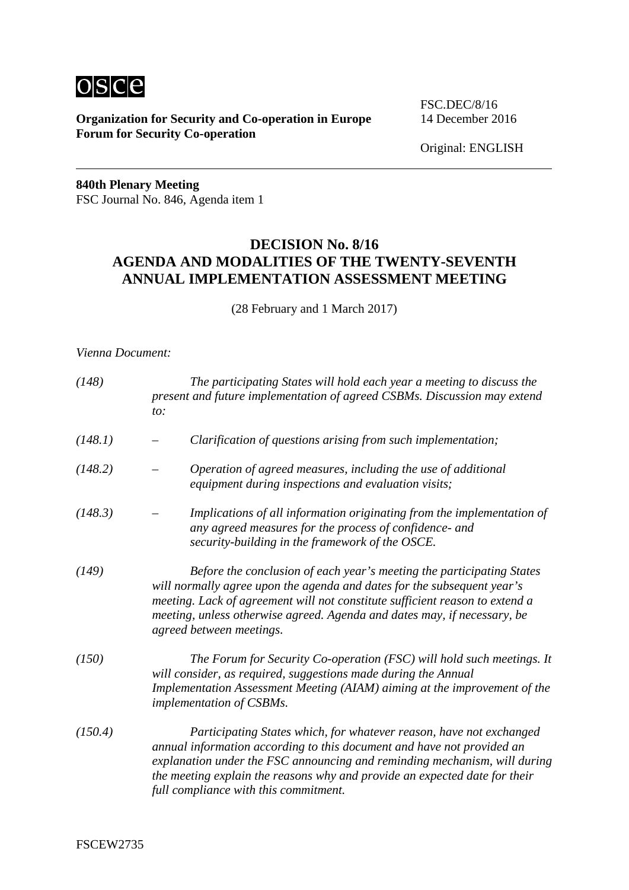**Organization for Security and Co-operation in Europe**
**Forum for Security Co-operation**

FSC.DEC/8/16
14 December 2016

Original: ENGLISH

**840th Plenary Meeting**
FSC Journal No. 846, Agenda item 1

# DECISION No. 8/16
# AGENDA AND MODALITIES OF THE TWENTY-SEVENTH ANNUAL IMPLEMENTATION ASSESSMENT MEETING

(28 February and 1 March 2017)

*Vienna Document:*

*(148)* *The participating States will hold each year a meeting to discuss the present and future implementation of agreed CSBMs. Discussion may extend to:*

*(148.1)* – *Clarification of questions arising from such implementation;*

*(148.2)* – *Operation of agreed measures, including the use of additional equipment during inspections and evaluation visits;*

*(148.3)* – *Implications of all information originating from the implementation of any agreed measures for the process of confidence- and security-building in the framework of the OSCE.*

*(149)* *Before the conclusion of each year's meeting the participating States will normally agree upon the agenda and dates for the subsequent year's meeting. Lack of agreement will not constitute sufficient reason to extend a meeting, unless otherwise agreed. Agenda and dates may, if necessary, be agreed between meetings.*

*(150)* *The Forum for Security Co-operation (FSC) will hold such meetings. It will consider, as required, suggestions made during the Annual Implementation Assessment Meeting (AIAM) aiming at the improvement of the implementation of CSBMs.*

*(150.4)* *Participating States which, for whatever reason, have not exchanged annual information according to this document and have not provided an explanation under the FSC announcing and reminding mechanism, will during the meeting explain the reasons why and provide an expected date for their full compliance with this commitment.*

FSCEW2735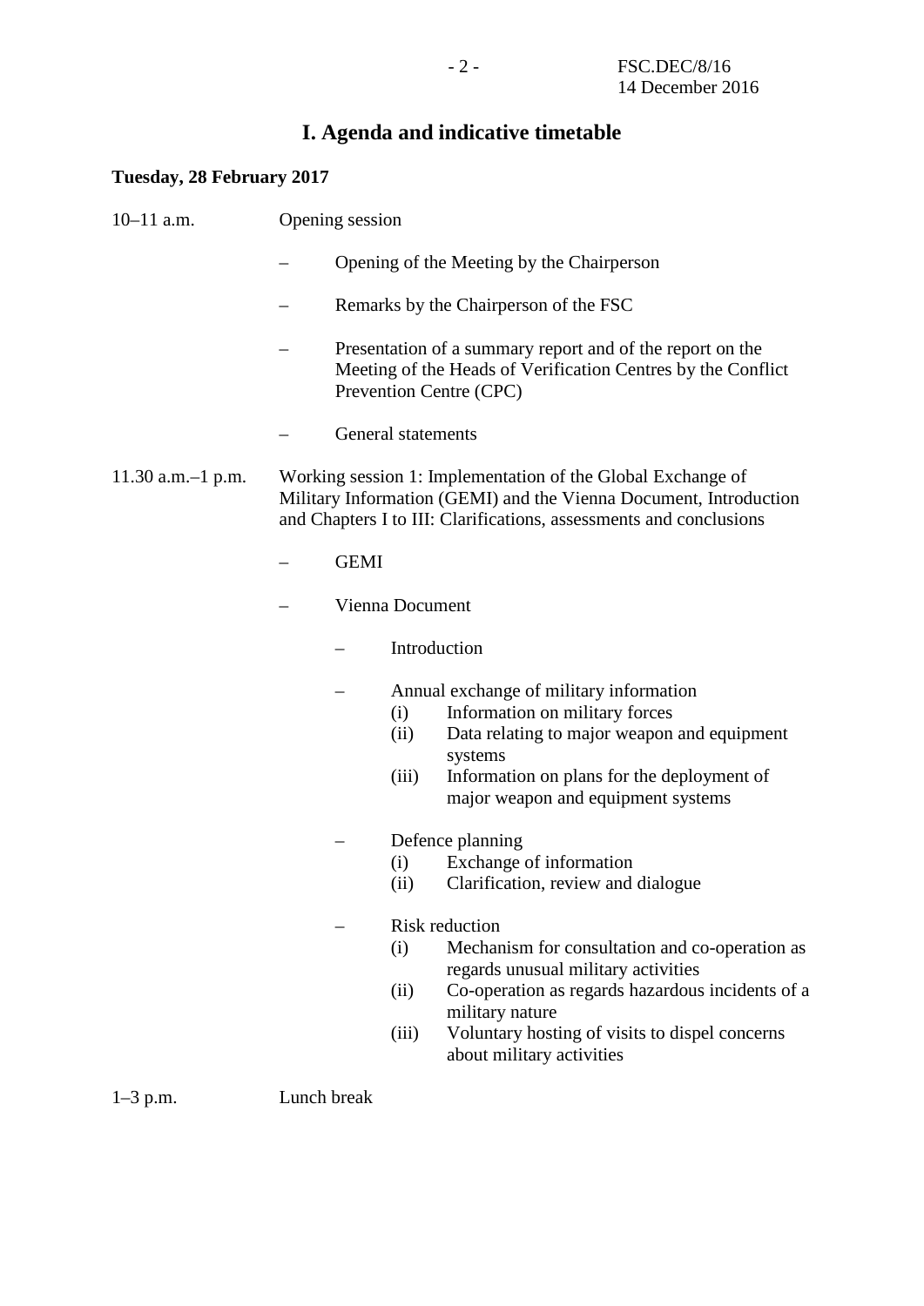# I. Agenda and indicative timetable

**Tuesday, 28 February 2017**

10–11 a.m. Opening session

- Opening of the Meeting by the Chairperson
- Remarks by the Chairperson of the FSC
- Presentation of a summary report and of the report on the Meeting of the Heads of Verification Centres by the Conflict Prevention Centre (CPC)
- General statements

11.30 a.m.–1 p.m. Working session 1: Implementation of the Global Exchange of Military Information (GEMI) and the Vienna Document, Introduction and Chapters I to III: Clarifications, assessments and conclusions

- GEMI
- Vienna Document
  - Introduction
  - Annual exchange of military information
    - (i) Information on military forces
    - (ii) Data relating to major weapon and equipment systems
    - (iii) Information on plans for the deployment of major weapon and equipment systems
  - Defence planning
    - (i) Exchange of information
    - (ii) Clarification, review and dialogue
  - Risk reduction
    - (i) Mechanism for consultation and co-operation as regards unusual military activities
    - (ii) Co-operation as regards hazardous incidents of a military nature
    - (iii) Voluntary hosting of visits to dispel concerns about military activities

1–3 p.m. Lunch break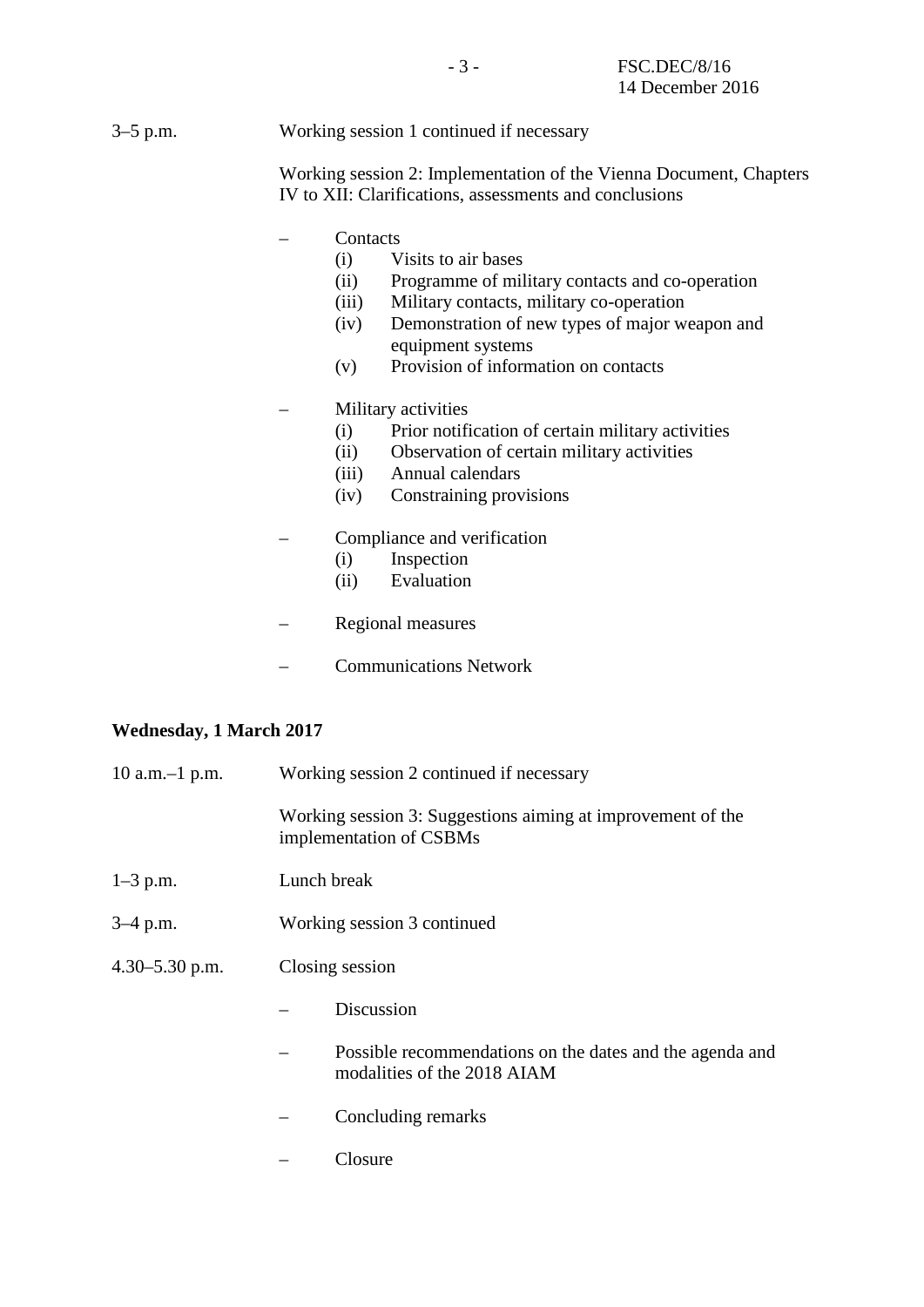3–5 p.m. Working session 1 continued if necessary

Working session 2: Implementation of the Vienna Document, Chapters IV to XII: Clarifications, assessments and conclusions

- Contacts
  - (i) Visits to air bases
  - (ii) Programme of military contacts and co-operation
  - (iii) Military contacts, military co-operation
  - (iv) Demonstration of new types of major weapon and equipment systems
  - (v) Provision of information on contacts

- Military activities
  - (i) Prior notification of certain military activities
  - (ii) Observation of certain military activities
  - (iii) Annual calendars
  - (iv) Constraining provisions

- Compliance and verification
  - (i) Inspection
  - (ii) Evaluation

- Regional measures

- Communications Network

**Wednesday, 1 March 2017**

10 a.m.–1 p.m. Working session 2 continued if necessary

Working session 3: Suggestions aiming at improvement of the implementation of CSBMs

1–3 p.m. Lunch break

3–4 p.m. Working session 3 continued

4.30–5.30 p.m. Closing session

- Discussion

- Possible recommendations on the dates and the agenda and modalities of the 2018 AIAM

- Concluding remarks

- Closure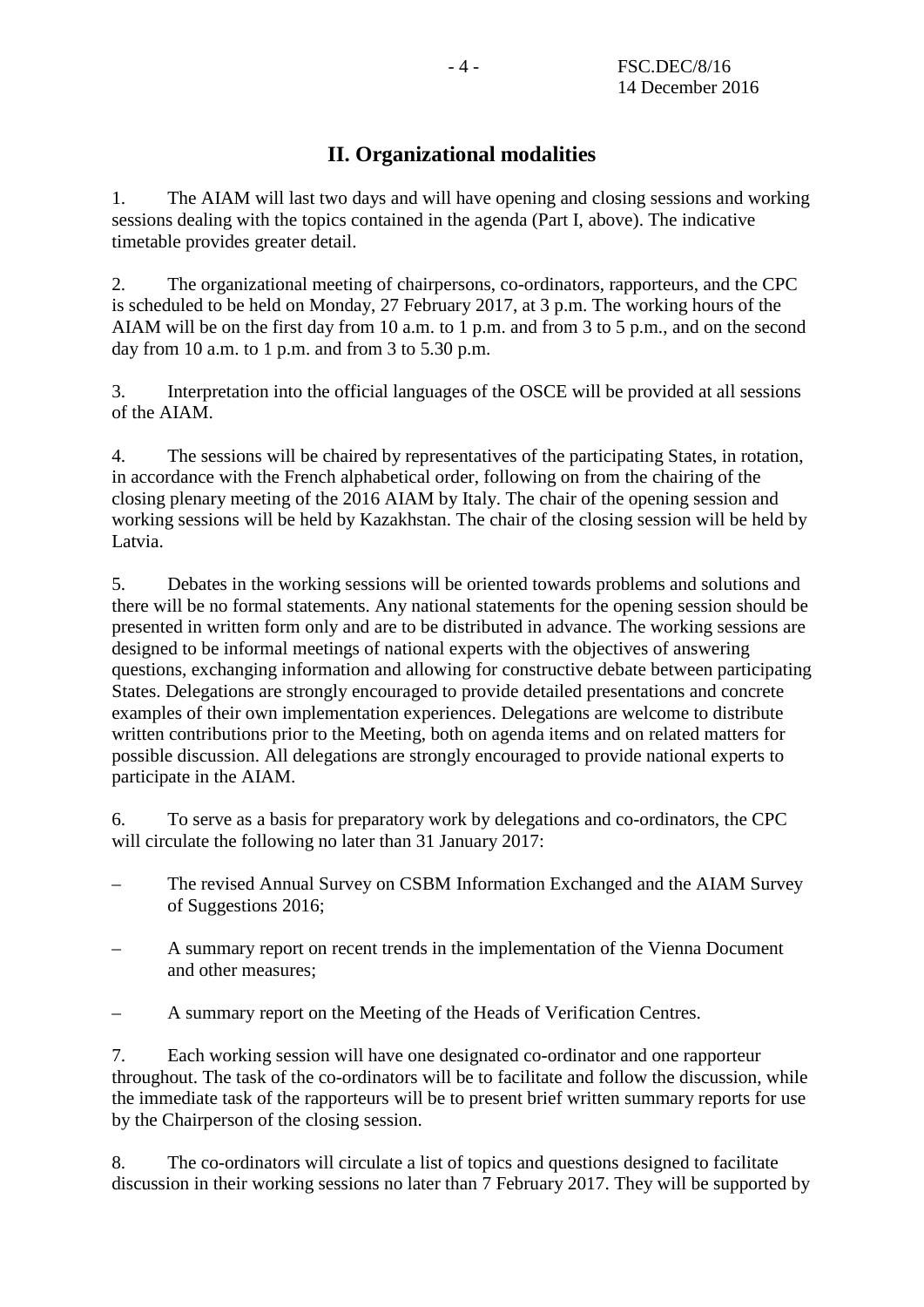## II. Organizational modalities

1. The AIAM will last two days and will have opening and closing sessions and working sessions dealing with the topics contained in the agenda (Part I, above). The indicative timetable provides greater detail.

2. The organizational meeting of chairpersons, co-ordinators, rapporteurs, and the CPC is scheduled to be held on Monday, 27 February 2017, at 3 p.m. The working hours of the AIAM will be on the first day from 10 a.m. to 1 p.m. and from 3 to 5 p.m., and on the second day from 10 a.m. to 1 p.m. and from 3 to 5.30 p.m.

3. Interpretation into the official languages of the OSCE will be provided at all sessions of the AIAM.

4. The sessions will be chaired by representatives of the participating States, in rotation, in accordance with the French alphabetical order, following on from the chairing of the closing plenary meeting of the 2016 AIAM by Italy. The chair of the opening session and working sessions will be held by Kazakhstan. The chair of the closing session will be held by Latvia.

5. Debates in the working sessions will be oriented towards problems and solutions and there will be no formal statements. Any national statements for the opening session should be presented in written form only and are to be distributed in advance. The working sessions are designed to be informal meetings of national experts with the objectives of answering questions, exchanging information and allowing for constructive debate between participating States. Delegations are strongly encouraged to provide detailed presentations and concrete examples of their own implementation experiences. Delegations are welcome to distribute written contributions prior to the Meeting, both on agenda items and on related matters for possible discussion. All delegations are strongly encouraged to provide national experts to participate in the AIAM.

6. To serve as a basis for preparatory work by delegations and co-ordinators, the CPC will circulate the following no later than 31 January 2017:

– The revised Annual Survey on CSBM Information Exchanged and the AIAM Survey of Suggestions 2016;

– A summary report on recent trends in the implementation of the Vienna Document and other measures;

– A summary report on the Meeting of the Heads of Verification Centres.

7. Each working session will have one designated co-ordinator and one rapporteur throughout. The task of the co-ordinators will be to facilitate and follow the discussion, while the immediate task of the rapporteurs will be to present brief written summary reports for use by the Chairperson of the closing session.

8. The co-ordinators will circulate a list of topics and questions designed to facilitate discussion in their working sessions no later than 7 February 2017. They will be supported by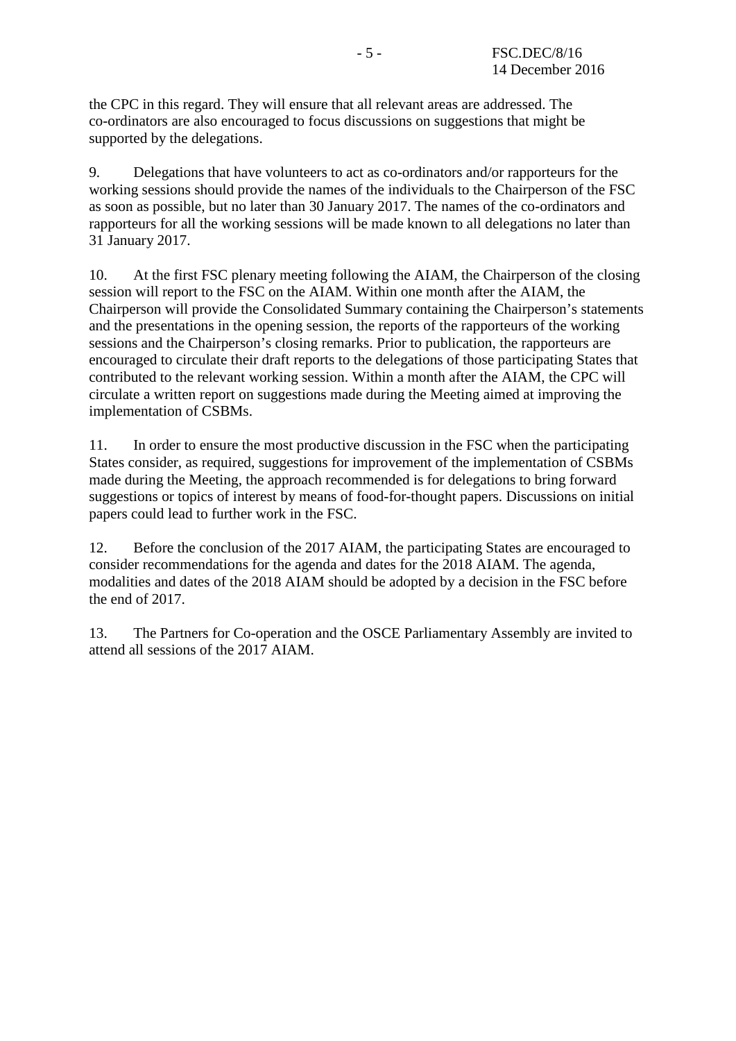the CPC in this regard. They will ensure that all relevant areas are addressed. The co-ordinators are also encouraged to focus discussions on suggestions that might be supported by the delegations.

9. Delegations that have volunteers to act as co-ordinators and/or rapporteurs for the working sessions should provide the names of the individuals to the Chairperson of the FSC as soon as possible, but no later than 30 January 2017. The names of the co-ordinators and rapporteurs for all the working sessions will be made known to all delegations no later than 31 January 2017.

10. At the first FSC plenary meeting following the AIAM, the Chairperson of the closing session will report to the FSC on the AIAM. Within one month after the AIAM, the Chairperson will provide the Consolidated Summary containing the Chairperson's statements and the presentations in the opening session, the reports of the rapporteurs of the working sessions and the Chairperson's closing remarks. Prior to publication, the rapporteurs are encouraged to circulate their draft reports to the delegations of those participating States that contributed to the relevant working session. Within a month after the AIAM, the CPC will circulate a written report on suggestions made during the Meeting aimed at improving the implementation of CSBMs.

11. In order to ensure the most productive discussion in the FSC when the participating States consider, as required, suggestions for improvement of the implementation of CSBMs made during the Meeting, the approach recommended is for delegations to bring forward suggestions or topics of interest by means of food-for-thought papers. Discussions on initial papers could lead to further work in the FSC.

12. Before the conclusion of the 2017 AIAM, the participating States are encouraged to consider recommendations for the agenda and dates for the 2018 AIAM. The agenda, modalities and dates of the 2018 AIAM should be adopted by a decision in the FSC before the end of 2017.

13. The Partners for Co-operation and the OSCE Parliamentary Assembly are invited to attend all sessions of the 2017 AIAM.